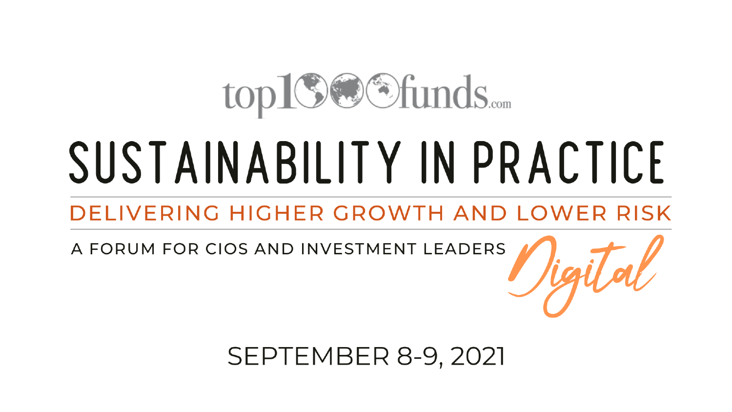top1000funds.com

# SUSTAINABILITY IN PRACTICE

## DELIVERING HIGHER GROWTH AND LOWER RISK

A FORUM FOR CIOS AND INVESTMENT LEADERS

*Digital*

SEPTEMBER 8-9, 2021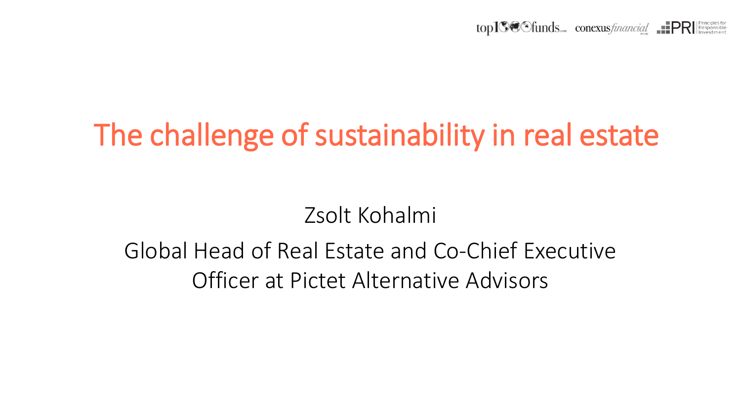# The challenge of sustainability in real estate

Zsolt Kohalmi

Global Head of Real Estate and Co-Chief Executive Officer at Pictet Alternative Advisors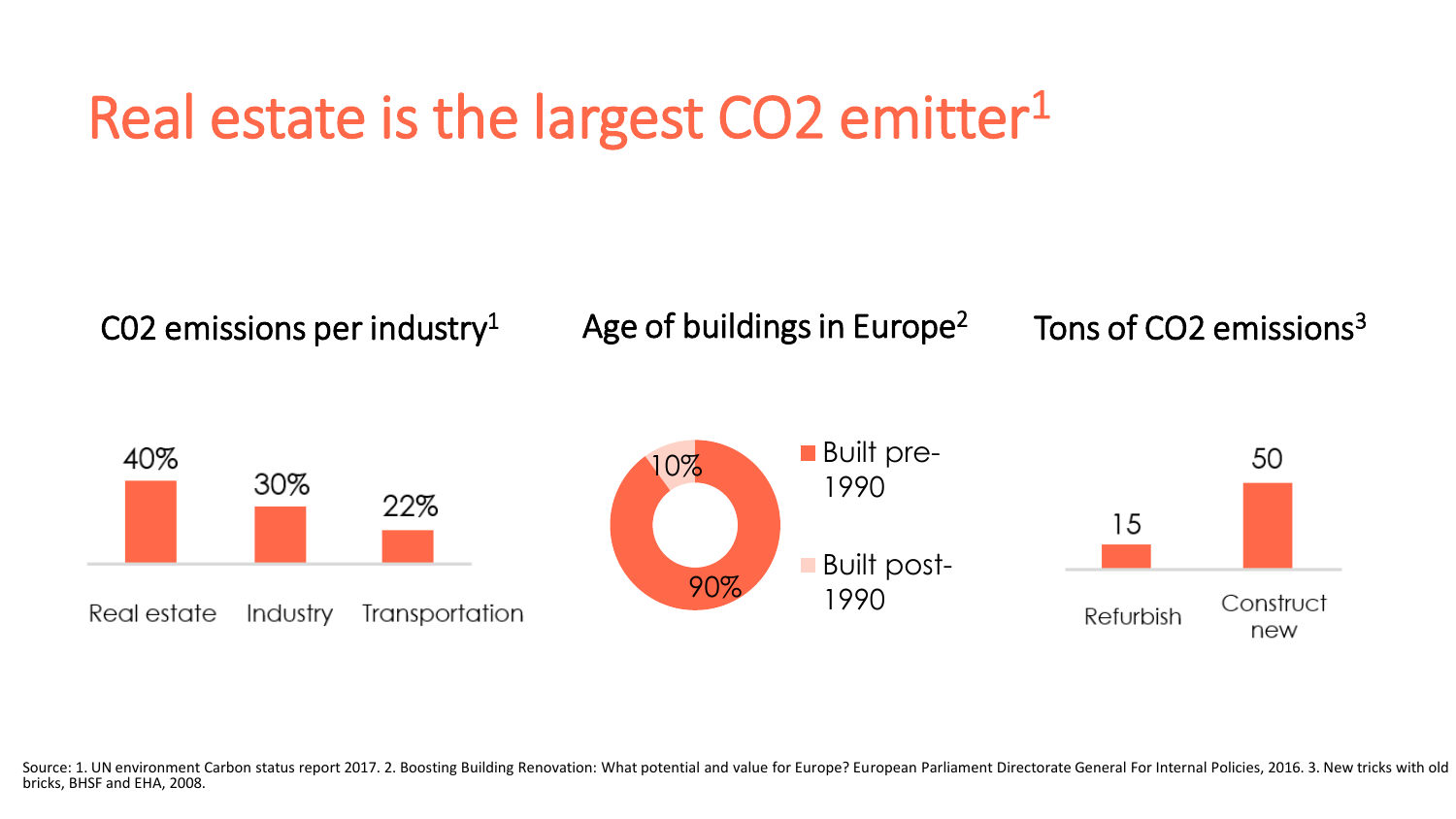# Real estate is the largest CO2 emitter[1]

### C02 emissions per industry[1]

| Industry | Share |
|---|---|
| Real estate | 40% |
| Industry | 30% |
| Transportation | 22% |

### Age of buildings in Europe[2]

| Category | Share |
|---|---|
| Built pre-1990 | 90% |
| Built post-1990 | 10% |

### Tons of CO2 emissions[3]

| Option | Tons |
|---|---|
| Refurbish | 15 |
| Construct new | 50 |

Source: 1. UN environment Carbon status report 2017. 2. Boosting Building Renovation: What potential and value for Europe? European Parliament Directorate General For Internal Policies, 2016. 3. New tricks with old bricks, BHSF and EHA, 2008.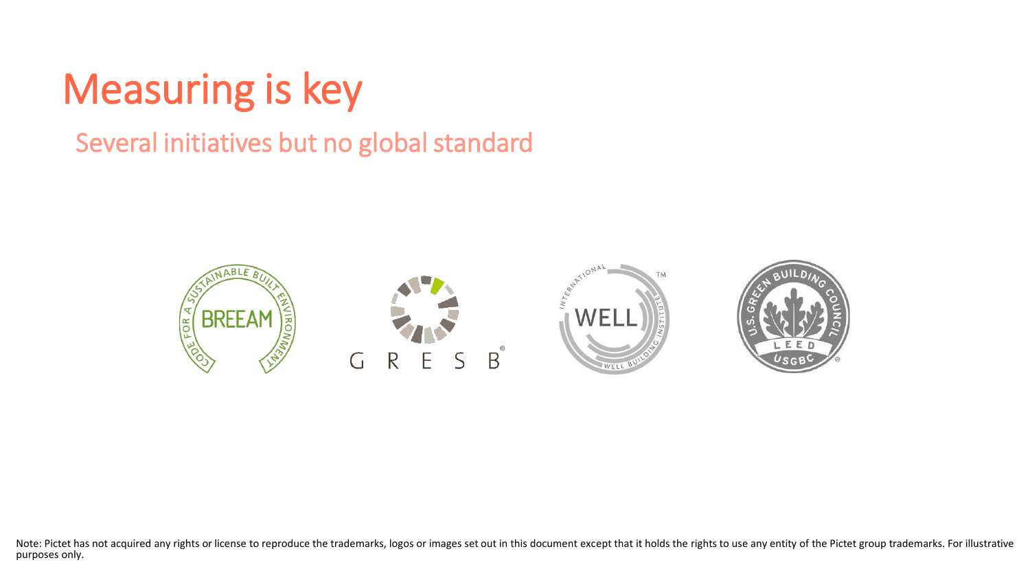# Measuring is key

## Several initiatives but no global standard

Note: Pictet has not acquired any rights or license to reproduce the trademarks, logos or images set out in this document except that it holds the rights to use any entity of the Pictet group trademarks. For illustrative purposes only.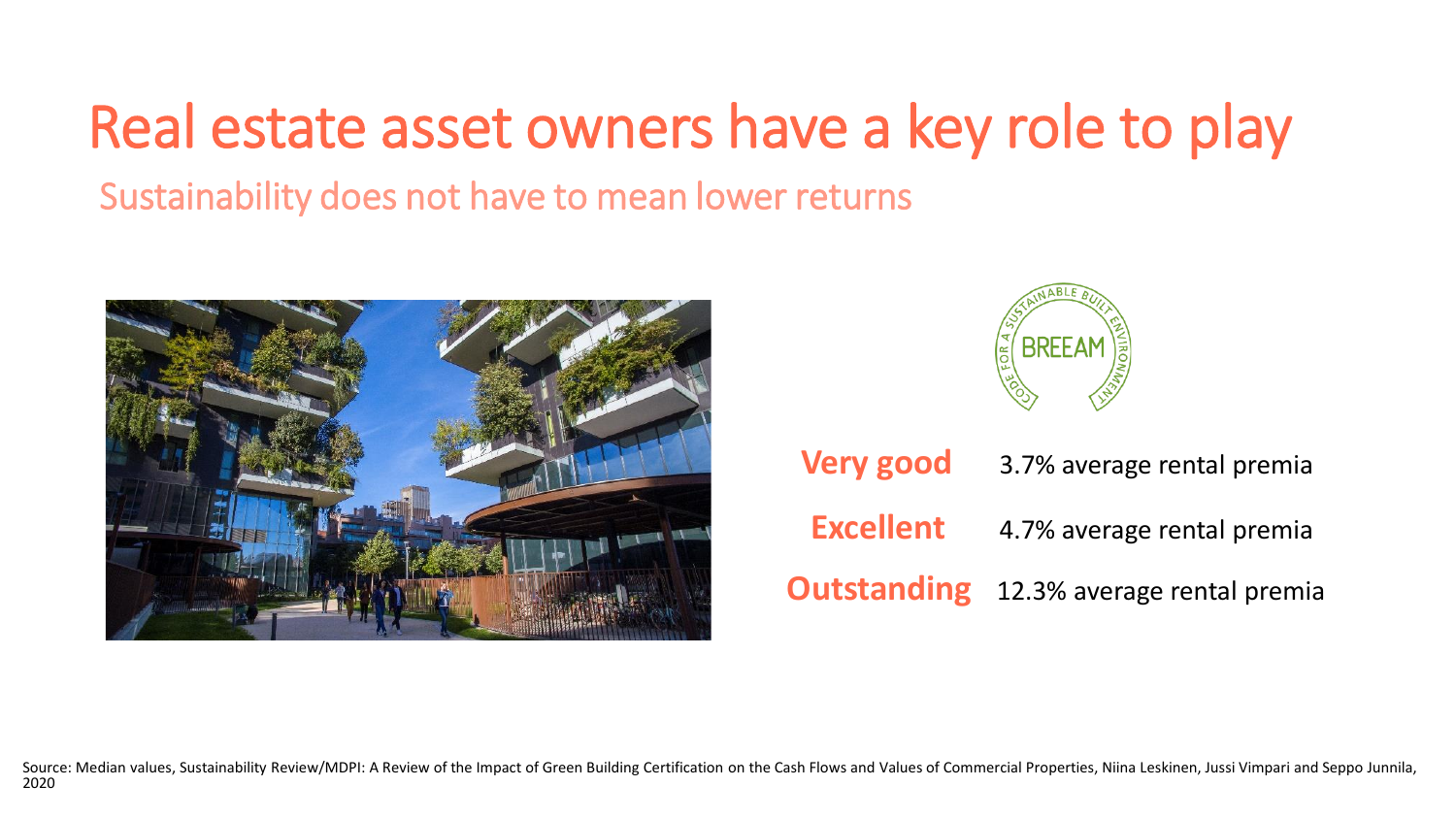# Real estate asset owners have a key role to play

## Sustainability does not have to mean lower returns

**Very good** 3.7% average rental premia

**Excellent** 4.7% average rental premia

**Outstanding** 12.3% average rental premia

Source: Median values, Sustainability Review/MDPI: A Review of the Impact of Green Building Certification on the Cash Flows and Values of Commercial Properties, Niina Leskinen, Jussi Vimpari and Seppo Junnila, 2020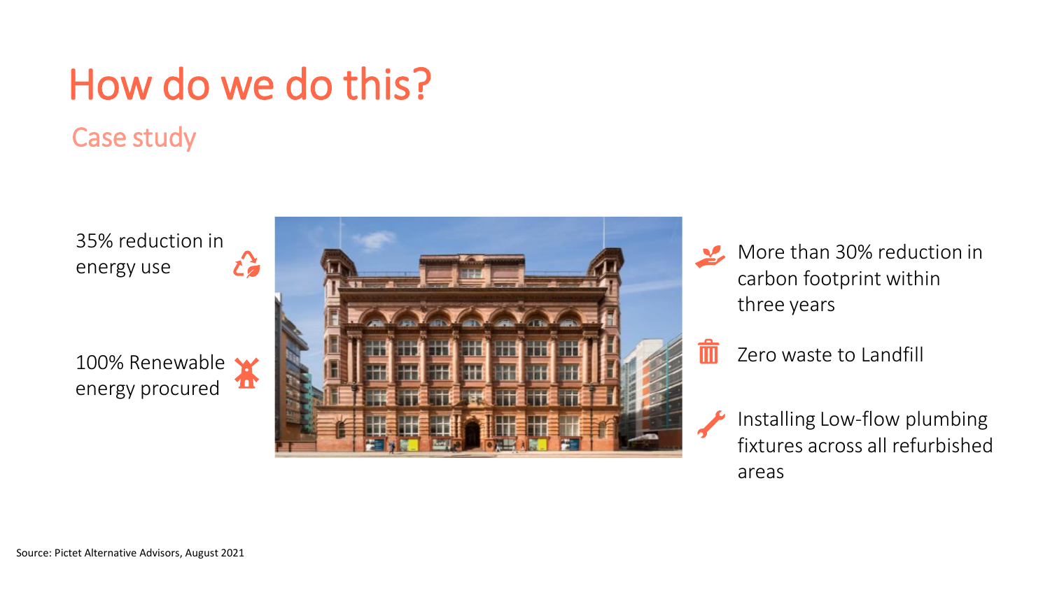# How do we do this?

## Case study

- 35% reduction in energy use
- 100% Renewable energy procured
- More than 30% reduction in carbon footprint within three years
- Zero waste to Landfill
- Installing Low-flow plumbing fixtures across all refurbished areas

Source: Pictet Alternative Advisors, August 2021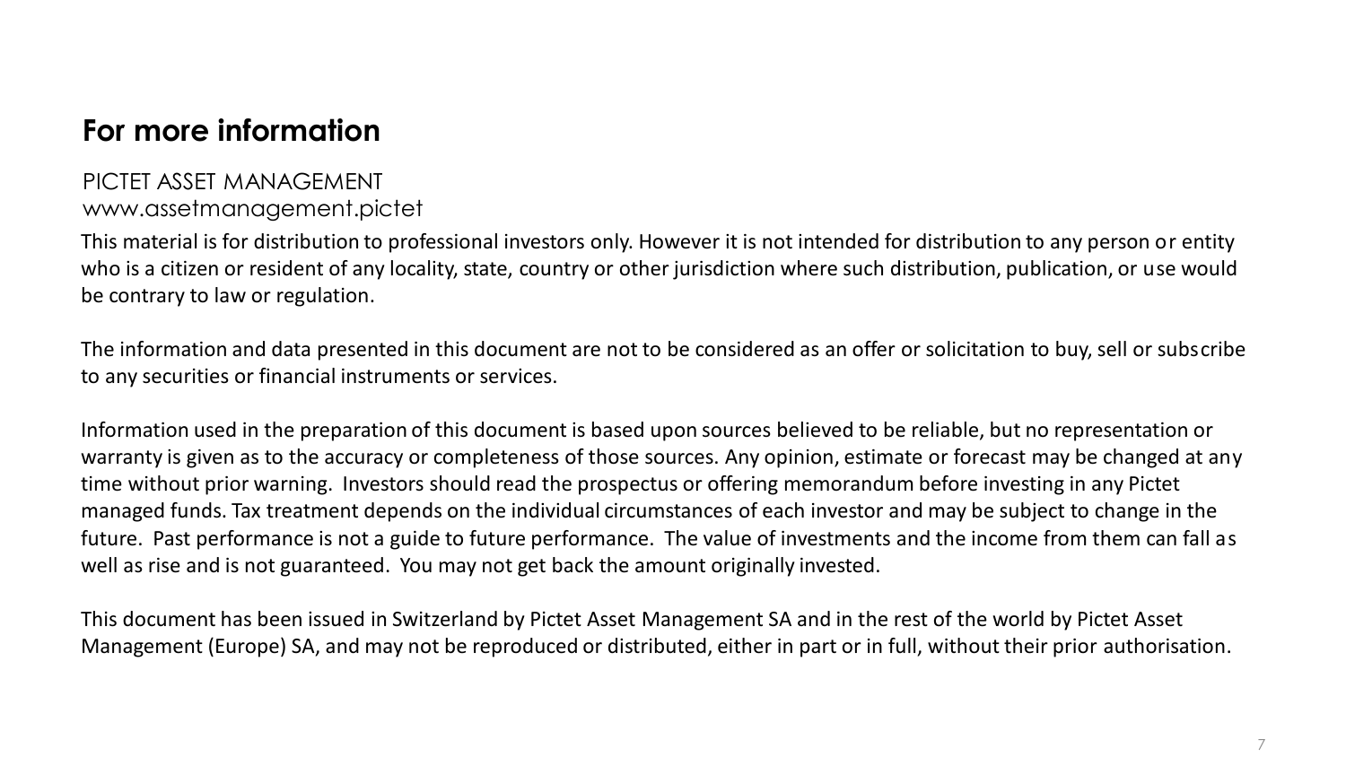## For more information

PICTET ASSET MANAGEMENT
www.assetmanagement.pictet

This material is for distribution to professional investors only. However it is not intended for distribution to any person or entity who is a citizen or resident of any locality, state, country or other jurisdiction where such distribution, publication, or use would be contrary to law or regulation.

The information and data presented in this document are not to be considered as an offer or solicitation to buy, sell or subscribe to any securities or financial instruments or services.

Information used in the preparation of this document is based upon sources believed to be reliable, but no representation or warranty is given as to the accuracy or completeness of those sources. Any opinion, estimate or forecast may be changed at any time without prior warning. Investors should read the prospectus or offering memorandum before investing in any Pictet managed funds. Tax treatment depends on the individual circumstances of each investor and may be subject to change in the future. Past performance is not a guide to future performance. The value of investments and the income from them can fall as well as rise and is not guaranteed. You may not get back the amount originally invested.

This document has been issued in Switzerland by Pictet Asset Management SA and in the rest of the world by Pictet Asset Management (Europe) SA, and may not be reproduced or distributed, either in part or in full, without their prior authorisation.